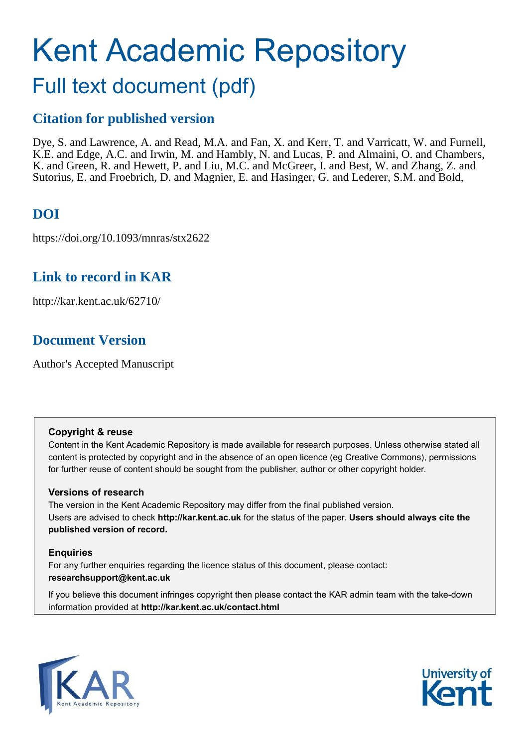# Kent Academic Repository

## Full text document (pdf)

## Citation for published version

Dye, S. and Lawrence, A. and Read, M.A. and Fan, X. and Kerr, T. and Varricatt, W. and Furnell, K.E. and Edge, A.C. and Irwin, M. and Hambly, N. and Lucas, P. and Almaini, O. and Chambers, K. and Green, R. and Hewett, P. and Liu, M.C. and McGreer, I. and Best, W. and Zhang, Z. and Sutorius, E. and Froebrich, D. and Magnier, E. and Hasinger, G. and Lederer, S.M. and Bold,

## DOI

https://doi.org/10.1093/mnras/stx2622

## Link to record in KAR

http://kar.kent.ac.uk/62710/

## Document Version

Author's Accepted Manuscript

**Copyright & reuse**

Content in the Kent Academic Repository is made available for research purposes. Unless otherwise stated all content is protected by copyright and in the absence of an open licence (eg Creative Commons), permissions for further reuse of content should be sought from the publisher, author or other copyright holder.

**Versions of research**

The version in the Kent Academic Repository may differ from the final published version. Users are advised to check **http://kar.kent.ac.uk** for the status of the paper. **Users should always cite the published version of record.**

**Enquiries**

For any further enquiries regarding the licence status of this document, please contact: **researchsupport@kent.ac.uk**

If you believe this document infringes copyright then please contact the KAR admin team with the take-down information provided at **http://kar.kent.ac.uk/contact.html**

KAR Kent Academic Repository

University of Kent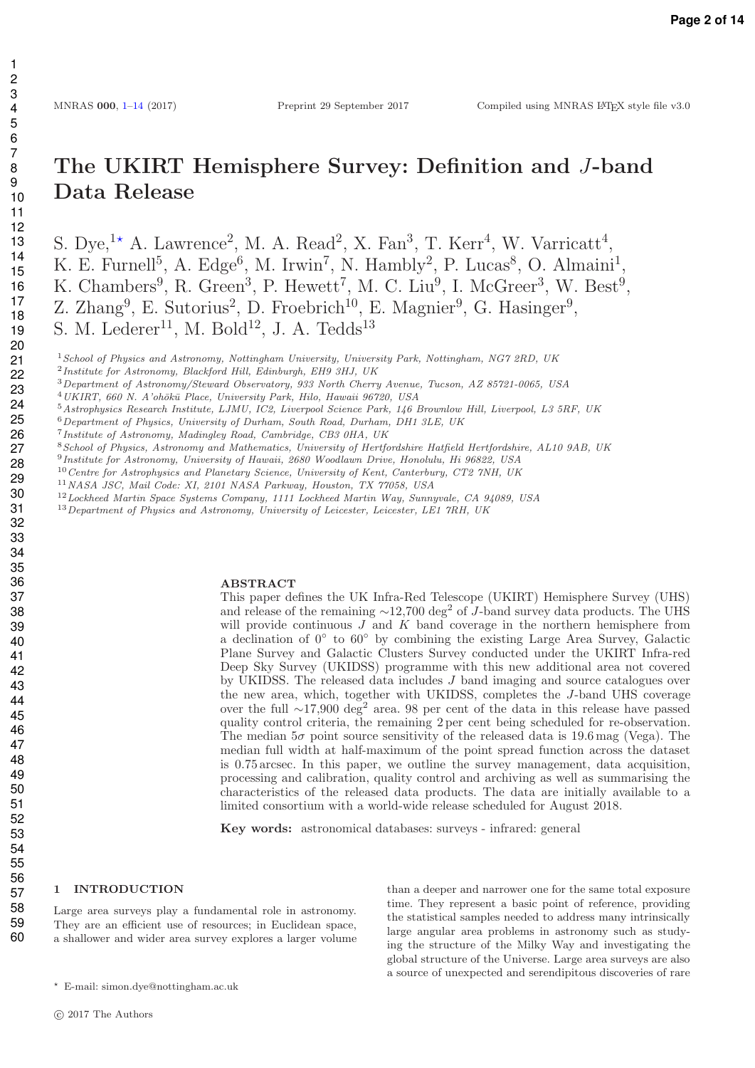# The UKIRT Hemisphere Survey: Definition and $J$-band Data Release

S. Dye,[1⋆] A. Lawrence[2], M. A. Read[2], X. Fan[3], T. Kerr[4], W. Varricatt[4], K. E. Furnell[5], A. Edge[6], M. Irwin[7], N. Hambly[2], P. Lucas[8], O. Almaini[1], K. Chambers[9], R. Green[3], P. Hewett[7], M. C. Liu[9], I. McGreer[3], W. Best[9], Z. Zhang[9], E. Sutorius[2], D. Froebrich[10], E. Magnier[9], G. Hasinger[9], S. M. Lederer[11], M. Bold[12], J. A. Tedds[13]

[1] *School of Physics and Astronomy, Nottingham University, University Park, Nottingham, NG7 2RD, UK*
[2] *Institute for Astronomy, Blackford Hill, Edinburgh, EH9 3HJ, UK*
[3] *Department of Astronomy/Steward Observatory, 933 North Cherry Avenue, Tucson, AZ 85721-0065, USA*
[4] *UKIRT, 660 N. A'ohōkū Place, University Park, Hilo, Hawaii 96720, USA*
[5] *Astrophysics Research Institute, LJMU, IC2, Liverpool Science Park, 146 Brownlow Hill, Liverpool, L3 5RF, UK*
[6] *Department of Physics, University of Durham, South Road, Durham, DH1 3LE, UK*
[7] *Institute of Astronomy, Madingley Road, Cambridge, CB3 0HA, UK*
[8] *School of Physics, Astronomy and Mathematics, University of Hertfordshire Hatfield Hertfordshire, AL10 9AB, UK*
[9] *Institute for Astronomy, University of Hawaii, 2680 Woodlawn Drive, Honolulu, Hi 96822, USA*
[10] *Centre for Astrophysics and Planetary Science, University of Kent, Canterbury, CT2 7NH, UK*
[11] *NASA JSC, Mail Code: XI, 2101 NASA Parkway, Houston, TX 77058, USA*
[12] *Lockheed Martin Space Systems Company, 1111 Lockheed Martin Way, Sunnyvale, CA 94089, USA*
[13] *Department of Physics and Astronomy, University of Leicester, Leicester, LE1 7RH, UK*

## ABSTRACT

This paper defines the UK Infra-Red Telescope (UKIRT) Hemisphere Survey (UHS) and release of the remaining ∼12,700 deg$^2$ of $J$-band survey data products. The UHS will provide continuous $J$ and $K$ band coverage in the northern hemisphere from a declination of 0° to 60° by combining the existing Large Area Survey, Galactic Plane Survey and Galactic Clusters Survey conducted under the UKIRT Infra-red Deep Sky Survey (UKIDSS) programme with this new additional area not covered by UKIDSS. The released data includes $J$ band imaging and source catalogues over the new area, which, together with UKIDSS, completes the $J$-band UHS coverage over the full ∼17,900 deg$^2$ area. 98 per cent of the data in this release have passed quality control criteria, the remaining 2 per cent being scheduled for re-observation. The median 5$\sigma$ point source sensitivity of the released data is 19.6 mag (Vega). The median full width at half-maximum of the point spread function across the dataset is 0.75 arcsec. In this paper, we outline the survey management, data acquisition, processing and calibration, quality control and archiving as well as summarising the characteristics of the released data products. The data are initially available to a limited consortium with a world-wide release scheduled for August 2018.

**Key words:** astronomical databases: surveys - infrared: general

## 1 INTRODUCTION

Large area surveys play a fundamental role in astronomy. They are an efficient use of resources; in Euclidean space, a shallower and wider area survey explores a larger volume than a deeper and narrower one for the same total exposure time. They represent a basic point of reference, providing the statistical samples needed to address many intrinsically large angular area problems in astronomy such as studying the structure of the Milky Way and investigating the global structure of the Universe. Large area surveys are also a source of unexpected and serendipitous discoveries of rare

⋆ E-mail: simon.dye@nottingham.ac.uk

© 2017 The Authors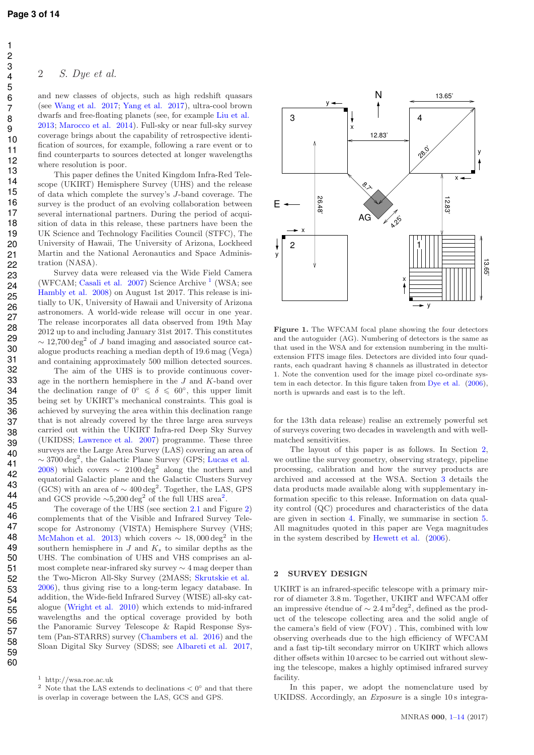and new classes of objects, such as high redshift quasars (see Wang et al. 2017; Yang et al. 2017), ultra-cool brown dwarfs and free-floating planets (see, for example Liu et al. 2013; Marocco et al. 2014). Full-sky or near full-sky survey coverage brings about the capability of retrospective identification of sources, for example, following a rare event or to find counterparts to sources detected at longer wavelengths where resolution is poor.

This paper defines the United Kingdom Infra-Red Telescope (UKIRT) Hemisphere Survey (UHS) and the release of data which complete the survey's $J$-band coverage. The survey is the product of an evolving collaboration between several international partners. During the period of acquisition of data in this release, these partners have been the UK Science and Technology Facilities Council (STFC), The University of Hawaii, The University of Arizona, Lockheed Martin and the National Aeronautics and Space Administration (NASA).

Survey data were released via the Wide Field Camera (WFCAM; Casali et al. 2007) Science Archive [1] (WSA; see Hambly et al. 2008) on August 1st 2017. This release is initially to UK, University of Hawaii and University of Arizona astronomers. A world-wide release will occur in one year. The release incorporates all data observed from 19th May 2012 up to and including January 31st 2017. This constitutes $\sim 12{,}700\,\mathrm{deg}^2$ of $J$ band imaging and associated source catalogue products reaching a median depth of 19.6 mag (Vega) and containing approximately 500 million detected sources.

The aim of the UHS is to provide continuous coverage in the northern hemisphere in the $J$ and $K$-band over the declination range of $0° \leqslant \delta \leqslant 60°$, this upper limit being set by UKIRT's mechanical constraints. This goal is achieved by surveying the area within this declination range that is not already covered by the three large area surveys carried out within the UKIRT Infra-red Deep Sky Survey (UKIDSS; Lawrence et al. 2007) programme. These three surveys are the Large Area Survey (LAS) covering an area of $\sim 3700\,\mathrm{deg}^2$, the Galactic Plane Survey (GPS; Lucas et al. 2008) which covers $\sim 2100\,\mathrm{deg}^2$ along the northern and equatorial Galactic plane and the Galactic Clusters Survey (GCS) with an area of $\sim 400\,\mathrm{deg}^2$. Together, the LAS, GPS and GCS provide $\sim 5{,}200\,\mathrm{deg}^2$ of the full UHS area[2].

The coverage of the UHS (see section 2.1 and Figure 2) complements that of the Visible and Infrared Survey Telescope for Astronomy (VISTA) Hemisphere Survey (VHS; McMahon et al. 2013) which covers $\sim 18{,}000\,\mathrm{deg}^2$ in the southern hemisphere in $J$ and $K_s$ to similar depths as the UHS. The combination of UHS and VHS comprises an almost complete near-infrared sky survey $\sim 4$ mag deeper than the Two-Micron All-Sky Survey (2MASS; Skrutskie et al. 2006), thus giving rise to a long-term legacy database. In addition, the Wide-field Infrared Survey (WISE) all-sky catalogue (Wright et al. 2010) which extends to mid-infrared wavelengths and the optical coverage provided by both the Panoramic Survey Telescope & Rapid Response System (Pan-STARRS) survey (Chambers et al. 2016) and the Sloan Digital Sky Survey (SDSS; see Albareti et al. 2017, for the 13th data release) realise an extremely powerful set of surveys covering two decades in wavelength and with well-matched sensitivities.

[1] http://wsa.roe.ac.uk

[2] Note that the LAS extends to declinations $< 0°$ and that there is overlap in coverage between the LAS, GCS and GPS.

**Figure 1.** The WFCAM focal plane showing the four detectors and the autoguider (AG). Numbering of detectors is the same as that used in the WSA and for extension numbering in the multi-extension FITS image files. Detectors are divided into four quadrants, each quadrant having 8 channels as illustrated in detector 1. Note the convention used for the image pixel co-ordinate system in each detector. In this figure taken from Dye et al. (2006), north is upwards and east is to the left.

The layout of this paper is as follows. In Section 2, we outline the survey geometry, observing strategy, pipeline processing, calibration and how the survey products are archived and accessed at the WSA. Section 3 details the data products made available along with supplementary information specific to this release. Information on data quality control (QC) procedures and characteristics of the data are given in section 4. Finally, we summarise in section 5. All magnitudes quoted in this paper are Vega magnitudes in the system described by Hewett et al. (2006).

## 2 SURVEY DESIGN

UKIRT is an infrared-specific telescope with a primary mirror of diameter 3.8 m. Together, UKIRT and WFCAM offer an impressive étendue of $\sim 2.4\,\mathrm{m}^2\mathrm{deg}^2$, defined as the product of the telescope collecting area and the solid angle of the camera's field of view (FOV) . This, combined with low observing overheads due to the high efficiency of WFCAM and a fast tip-tilt secondary mirror on UKIRT which allows dither offsets within 10 arcsec to be carried out without slewing the telescope, makes a highly optimised infrared survey facility.

In this paper, we adopt the nomenclature used by UKIDSS. Accordingly, an *Exposure* is a single 10 s integra-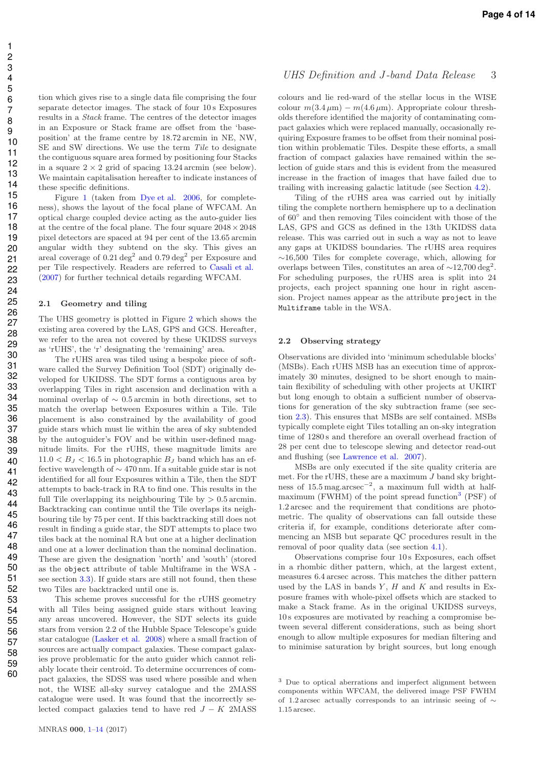tion which gives rise to a single data file comprising the four separate detector images. The stack of four 10 s Exposures results in a *Stack* frame. The centres of the detector images in an Exposure or Stack frame are offset from the 'base-position' at the frame centre by 18.72 arcmin in NE, NW, SE and SW directions. We use the term *Tile* to designate the contiguous square area formed by positioning four Stacks in a square $2 \times 2$ grid of spacing 13.24 arcmin (see below). We maintain capitalisation hereafter to indicate instances of these specific definitions.

Figure 1 (taken from Dye et al. 2006, for completeness), shows the layout of the focal plane of WFCAM. An optical charge coupled device acting as the auto-guider lies at the centre of the focal plane. The four square $2048 \times 2048$ pixel detectors are spaced at 94 per cent of the 13.65 arcmin angular width they subtend on the sky. This gives an areal coverage of $0.21\,\mathrm{deg}^2$ and $0.79\,\mathrm{deg}^2$ per Exposure and per Tile respectively. Readers are referred to Casali et al. (2007) for further technical details regarding WFCAM.

## 2.1 Geometry and tiling

The UHS geometry is plotted in Figure 2 which shows the existing area covered by the LAS, GPS and GCS. Hereafter, we refer to the area not covered by these UKIDSS surveys as 'rUHS', the 'r' designating the 'remaining' area.

The rUHS area was tiled using a bespoke piece of software called the Survey Definition Tool (SDT) originally developed for UKIDSS. The SDT forms a contiguous area by overlapping Tiles in right ascension and declination with a nominal overlap of $\sim 0.5$ arcmin in both directions, set to match the overlap between Exposures within a Tile. Tile placement is also constrained by the availability of good guide stars which must lie within the area of sky subtended by the autoguider's FOV and be within user-defined magnitude limits. For the rUHS, these magnitude limits are $11.0 < B_J < 16.5$ in photographic $B_J$ band which has an effective wavelength of $\sim 470$ nm. If a suitable guide star is not identified for all four Exposures within a Tile, then the SDT attempts to back-track in RA to find one. This results in the full Tile overlapping its neighbouring Tile by $> 0.5$ arcmin. Backtracking can continue until the Tile overlaps its neighbouring tile by 75 per cent. If this backtracking still does not result in finding a guide star, the SDT attempts to place two tiles back at the nominal RA but one at a higher declination and one at a lower declination than the nominal declination. These are given the designation 'north' and 'south' (stored as the `object` attribute of table Multiframe in the WSA - see section 3.3). If guide stars are still not found, then these two Tiles are backtracked until one is.

This scheme proves successful for the rUHS geometry with all Tiles being assigned guide stars without leaving any areas uncovered. However, the SDT selects its guide stars from version 2.2 of the Hubble Space Telescope's guide star catalogue (Lasker et al. 2008) where a small fraction of sources are actually compact galaxies. These compact galaxies prove problematic for the auto guider which cannot reliably locate their centroid. To determine occurrences of compact galaxies, the SDSS was used where possible and when not, the WISE all-sky survey catalogue and the 2MASS catalogue were used. It was found that the incorrectly selected compact galaxies tend to have red $J - K$ 2MASS colours and lie red-ward of the stellar locus in the WISE colour $m(3.4\,\mu\mathrm{m}) - m(4.6\,\mu\mathrm{m})$. Appropriate colour thresholds therefore identified the majority of contaminating compact galaxies which were replaced manually, occasionally requiring Exposure frames to be offset from their nominal position within problematic Tiles. Despite these efforts, a small fraction of compact galaxies have remained within the selection of guide stars and this is evident from the measured increase in the fraction of images that have failed due to trailing with increasing galactic latitude (see Section 4.2).

Tiling of the rUHS area was carried out by initially tiling the complete northern hemisphere up to a declination of $60^\circ$ and then removing Tiles coincident with those of the LAS, GPS and GCS as defined in the 13th UKIDSS data release. This was carried out in such a way as not to leave any gaps at UKIDSS boundaries. The rUHS area requires $\sim$16,500 Tiles for complete coverage, which, allowing for overlaps between Tiles, constitutes an area of $\sim$12,700 $\mathrm{deg}^2$. For scheduling purposes, the rUHS area is split into 24 projects, each project spanning one hour in right ascension. Project names appear as the attribute `project` in the `Multiframe` table in the WSA.

## 2.2 Observing strategy

Observations are divided into 'minimum schedulable blocks' (MSBs). Each rUHS MSB has an execution time of approximately 30 minutes, designed to be short enough to maintain flexibility of scheduling with other projects at UKIRT but long enough to obtain a sufficient number of observations for generation of the sky subtraction frame (see section 2.3). This ensures that MSBs are self contained. MSBs typically complete eight Tiles totalling an on-sky integration time of 1280 s and therefore an overall overhead fraction of 28 per cent due to telescope slewing and detector read-out and flushing (see Lawrence et al. 2007).

MSBs are only executed if the site quality criteria are met. For the rUHS, these are a maximum $J$ band sky brightness of $15.5\,\mathrm{mag.arcsec}^{-2}$, a maximum full width at half-maximum (FWHM) of the point spread function[3] (PSF) of 1.2 arcsec and the requirement that conditions are photometric. The quality of observations can fall outside these criteria if, for example, conditions deteriorate after commencing an MSB but separate QC procedures result in the removal of poor quality data (see section 4.1).

Observations comprise four 10 s Exposures, each offset in a rhombic dither pattern, which, at the largest extent, measures 6.4 arcsec across. This matches the dither pattern used by the LAS in bands $Y$, $H$ and $K$ and results in Exposure frames with whole-pixel offsets which are stacked to make a Stack frame. As in the original UKIDSS surveys, 10 s exposures are motivated by reaching a compromise between several different considerations, such as being short enough to allow multiple exposures for median filtering and to minimise saturation by bright sources, but long enough

[3] Due to optical aberrations and imperfect alignment between components within WFCAM, the delivered image PSF FWHM of 1.2 arcsec actually corresponds to an intrinsic seeing of $\sim$ 1.15 arcsec.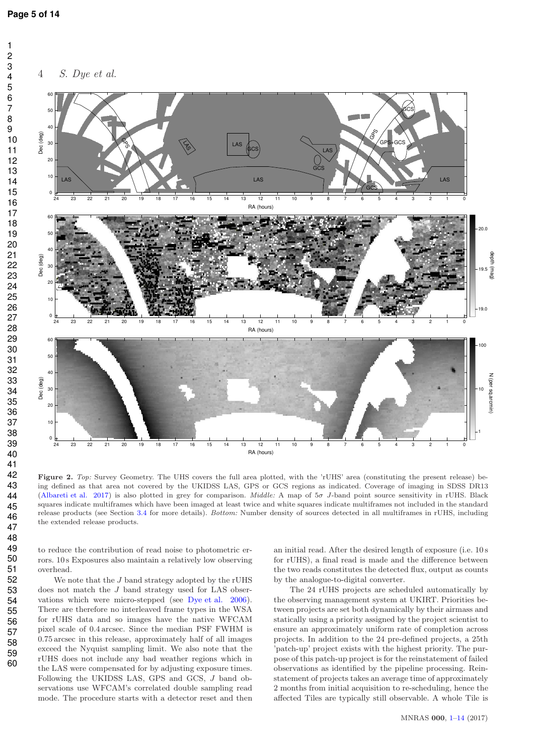**Figure 2.** *Top:* Survey Geometry. The UHS covers the full area plotted, with the 'rUHS' area (constituting the present release) being defined as that area not covered by the UKIDSS LAS, GPS or GCS regions as indicated. Coverage of imaging in SDSS DR13 (Albareti et al. 2017) is also plotted in grey for comparison. *Middle:* A map of $5\sigma$ $J$-band point source sensitivity in rUHS. Black squares indicate multiframes which have been imaged at least twice and white squares indicate multiframes not included in the standard release products (see Section 3.4 for more details). *Bottom:* Number density of sources detected in all multiframes in rUHS, including the extended release products.

to reduce the contribution of read noise to photometric errors. 10 s Exposures also maintain a relatively low observing overhead.

We note that the $J$ band strategy adopted by the rUHS does not match the $J$ band strategy used for LAS observations which were micro-stepped (see Dye et al. 2006). There are therefore no interleaved frame types in the WSA for rUHS data and so images have the native WFCAM pixel scale of 0.4 arcsec. Since the median PSF FWHM is 0.75 arcsec in this release, approximately half of all images exceed the Nyquist sampling limit. We also note that the rUHS does not include any bad weather regions which in the LAS were compensated for by adjusting exposure times. Following the UKIDSS LAS, GPS and GCS, $J$ band observations use WFCAM's correlated double sampling read mode. The procedure starts with a detector reset and then an initial read. After the desired length of exposure (i.e. 10 s for rUHS), a final read is made and the difference between the two reads constitutes the detected flux, output as counts by the analogue-to-digital converter.

The 24 rUHS projects are scheduled automatically by the observing management system at UKIRT. Priorities between projects are set both dynamically by their airmass and statically using a priority assigned by the project scientist to ensure an approximately uniform rate of completion across projects. In addition to the 24 pre-defined projects, a 25th 'patch-up' project exists with the highest priority. The purpose of this patch-up project is for the reinstatement of failed observations as identified by the pipeline processing. Reinstatement of projects takes an average time of approximately 2 months from initial acquisition to re-scheduling, hence the affected Tiles are typically still observable. A whole Tile is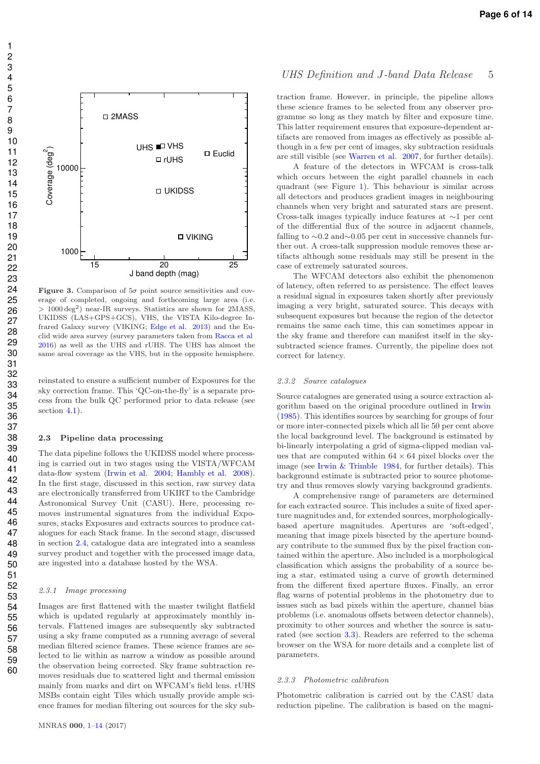**Figure 3.** Comparison of $5\sigma$ point source sensitivities and coverage of completed, ongoing and forthcoming large area (i.e. $> 1000\,\mathrm{deg}^2$) near-IR surveys. Statistics are shown for 2MASS, UKIDSS (LAS+GPS+GCS), VHS, the VISTA Kilo-degree Infrared Galaxy survey (VIKING; Edge et al. 2013) and the Euclid wide area survey (survey parameters taken from Racca et al 2016) as well as the UHS and rUHS. The UHS has almost the same areal coverage as the VHS, but in the opposite hemisphere.

reinstated to ensure a sufficient number of Exposures for the sky correction frame. This 'QC-on-the-fly' is a separate process from the bulk QC performed prior to data release (see section 4.1).

## 2.3 Pipeline data processing

The data pipeline follows the UKIDSS model where processing is carried out in two stages using the VISTA/WFCAM data-flow system (Irwin et al. 2004; Hambly et al. 2008). In the first stage, discussed in this section, raw survey data are electronically transferred from UKIRT to the Cambridge Astronomical Survey Unit (CASU). Here, processing removes instrumental signatures from the individual Exposures, stacks Exposures and extracts sources to produce catalogues for each Stack frame. In the second stage, discussed in section 2.4, catalogue data are integrated into a seamless survey product and together with the processed image data, are ingested into a database hosted by the WSA.

### 2.3.1 Image processing

Images are first flattened with the master twilight flatfield which is updated regularly at approximately monthly intervals. Flattened images are subsequently sky subtracted using a sky frame computed as a running average of several median filtered science frames. These science frames are selected to lie within as narrow a window as possible around the observation being corrected. Sky frame subtraction removes residuals due to scattered light and thermal emission mainly from marks and dirt on WFCAM's field lens. rUHS MSBs contain eight Tiles which usually provide ample science frames for median filtering out sources for the sky subtraction frame. However, in principle, the pipeline allows these science frames to be selected from any observer programme so long as they match by filter and exposure time. This latter requirement ensures that exposure-dependent artifacts are removed from images as effectively as possible although in a few per cent of images, sky subtraction residuals are still visible (see Warren et al. 2007, for further details).

A feature of the detectors in WFCAM is cross-talk which occurs between the eight parallel channels in each quadrant (see Figure 1). This behaviour is similar across all detectors and produces gradient images in neighbouring channels when very bright and saturated stars are present. Cross-talk images typically induce features at $\sim$1 per cent of the differential flux of the source in adjacent channels, falling to $\sim$0.2 and$\sim$0.05 per cent in successive channels further out. A cross-talk suppression module removes these artifacts although some residuals may still be present in the case of extremely saturated sources.

The WFCAM detectors also exhibit the phenomenon of latency, often referred to as persistence. The effect leaves a residual signal in exposures taken shortly after previously imaging a very bright, saturated source. This decays with subsequent exposures but because the region of the detector remains the same each time, this can sometimes appear in the sky frame and therefore can manifest itself in the sky-subtracted science frames. Currently, the pipeline does not correct for latency.

### 2.3.2 Source catalogues

Source catalogues are generated using a source extraction algorithm based on the original procedure outlined in Irwin (1985). This identifies sources by searching for groups of four or more inter-connected pixels which all lie 50 per cent above the local background level. The background is estimated by bi-linearly interpolating a grid of sigma-clipped median values that are computed within $64 \times 64$ pixel blocks over the image (see Irwin & Trimble 1984, for further details). This background estimate is subtracted prior to source photometry and thus removes slowly varying background gradients.

A comprehensive range of parameters are determined for each extracted source. This includes a suite of fixed aperture magnitudes and, for extended sources, morphologically-based aperture magnitudes. Apertures are 'soft-edged', meaning that image pixels bisected by the aperture boundary contribute to the summed flux by the pixel fraction contained within the aperture. Also included is a morphological classification which assigns the probability of a source being a star, estimated using a curve of growth determined from the different fixed aperture fluxes. Finally, an error flag warns of potential problems in the photometry due to issues such as bad pixels within the aperture, channel bias problems (i.e. anomalous offsets between detector channels), proximity to other sources and whether the source is saturated (see section 3.3). Readers are referred to the schema browser on the WSA for more details and a complete list of parameters.

### 2.3.3 Photometric calibration

Photometric calibration is carried out by the CASU data reduction pipeline. The calibration is based on the magni-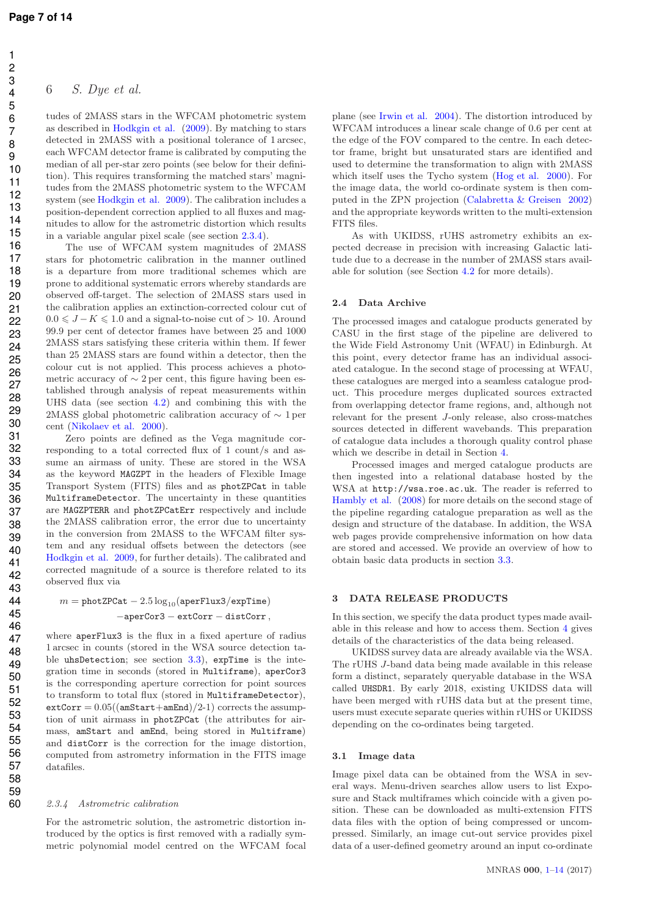tudes of 2MASS stars in the WFCAM photometric system as described in Hodgkin et al. (2009). By matching to stars detected in 2MASS with a positional tolerance of 1 arcsec, each WFCAM detector frame is calibrated by computing the median of all per-star zero points (see below for their definition). This requires transforming the matched stars' magnitudes from the 2MASS photometric system to the WFCAM system (see Hodgkin et al. 2009). The calibration includes a position-dependent correction applied to all fluxes and magnitudes to allow for the astrometric distortion which results in a variable angular pixel scale (see section 2.3.4).

The use of WFCAM system magnitudes of 2MASS stars for photometric calibration in the manner outlined is a departure from more traditional schemes which are prone to additional systematic errors whereby standards are observed off-target. The selection of 2MASS stars used in the calibration applies an extinction-corrected colour cut of $0.0 \leqslant J-K \leqslant 1.0$ and a signal-to-noise cut of $> 10$. Around 99.9 per cent of detector frames have between 25 and 1000 2MASS stars satisfying these criteria within them. If fewer than 25 2MASS stars are found within a detector, then the colour cut is not applied. This process achieves a photometric accuracy of $\sim 2$ per cent, this figure having been established through analysis of repeat measurements within UHS data (see section 4.2) and combining this with the 2MASS global photometric calibration accuracy of $\sim 1$ per cent (Nikolaev et al. 2000).

Zero points are defined as the Vega magnitude corresponding to a total corrected flux of 1 count/s and assume an airmass of unity. These are stored in the WSA as the keyword `MAGZPT` in the headers of Flexible Image Transport System (FITS) files and as `photZPCat` in table `MultiframeDetector`. The uncertainty in these quantities are `MAGZPTERR` and `photZPCatErr` respectively and include the 2MASS calibration error, the error due to uncertainty in the conversion from 2MASS to the WFCAM filter system and any residual offsets between the detectors (see Hodgkin et al. 2009, for further details). The calibrated and corrected magnitude of a source is therefore related to its observed flux via

$$m = \texttt{photZPCat} - 2.5\log_{10}(\texttt{aperFlux3}/\texttt{expTime}) \\ -\texttt{aperCor3} - \texttt{extCorr} - \texttt{distCorr}\,,$$

where `aperFlux3` is the flux in a fixed aperture of radius 1 arcsec in counts (stored in the WSA source detection table `uhsDetection`; see section 3.3), `expTime` is the integration time in seconds (stored in `Multiframe`), `aperCor3` is the corresponding aperture correction for point sources to transform to total flux (stored in `MultiframeDetector`), $\texttt{extCorr} = 0.05((\texttt{amStart}+\texttt{amEnd})/2\text{-}1)$ corrects the assumption of unit airmass in `photZPCat` (the attributes for airmass, `amStart` and `amEnd`, being stored in `Multiframe`) and `distCorr` is the correction for the image distortion, computed from astrometry information in the FITS image datafiles.

#### 2.3.4 Astrometric calibration

For the astrometric solution, the astrometric distortion introduced by the optics is first removed with a radially symmetric polynomial model centred on the WFCAM focal plane (see Irwin et al. 2004). The distortion introduced by WFCAM introduces a linear scale change of 0.6 per cent at the edge of the FOV compared to the centre. In each detector frame, bright but unsaturated stars are identified and used to determine the transformation to align with 2MASS which itself uses the Tycho system (Hog et al. 2000). For the image data, the world co-ordinate system is then computed in the ZPN projection (Calabretta & Greisen 2002) and the appropriate keywords written to the multi-extension FITS files.

As with UKIDSS, rUHS astrometry exhibits an expected decrease in precision with increasing Galactic latitude due to a decrease in the number of 2MASS stars available for solution (see Section 4.2 for more details).

### 2.4 Data Archive

The processed images and catalogue products generated by CASU in the first stage of the pipeline are delivered to the Wide Field Astronomy Unit (WFAU) in Edinburgh. At this point, every detector frame has an individual associated catalogue. In the second stage of processing at WFAU, these catalogues are merged into a seamless catalogue product. This procedure merges duplicated sources extracted from overlapping detector frame regions, and, although not relevant for the present $J$-only release, also cross-matches sources detected in different wavebands. This preparation of catalogue data includes a thorough quality control phase which we describe in detail in Section 4.

Processed images and merged catalogue products are then ingested into a relational database hosted by the WSA at `http://wsa.roe.ac.uk`. The reader is referred to Hambly et al. (2008) for more details on the second stage of the pipeline regarding catalogue preparation as well as the design and structure of the database. In addition, the WSA web pages provide comprehensive information on how data are stored and accessed. We provide an overview of how to obtain basic data products in section 3.3.

## 3 DATA RELEASE PRODUCTS

In this section, we specify the data product types made available in this release and how to access them. Section 4 gives details of the characteristics of the data being released.

UKIDSS survey data are already available via the WSA. The rUHS $J$-band data being made available in this release form a distinct, separately queryable database in the WSA called `UHSDR1`. By early 2018, existing UKIDSS data will have been merged with rUHS data but at the present time, users must execute separate queries within rUHS or UKIDSS depending on the co-ordinates being targeted.

### 3.1 Image data

Image pixel data can be obtained from the WSA in several ways. Menu-driven searches allow users to list Exposure and Stack multiframes which coincide with a given position. These can be downloaded as multi-extension FITS data files with the option of being compressed or uncompressed. Similarly, an image cut-out service provides pixel data of a user-defined geometry around an input co-ordinate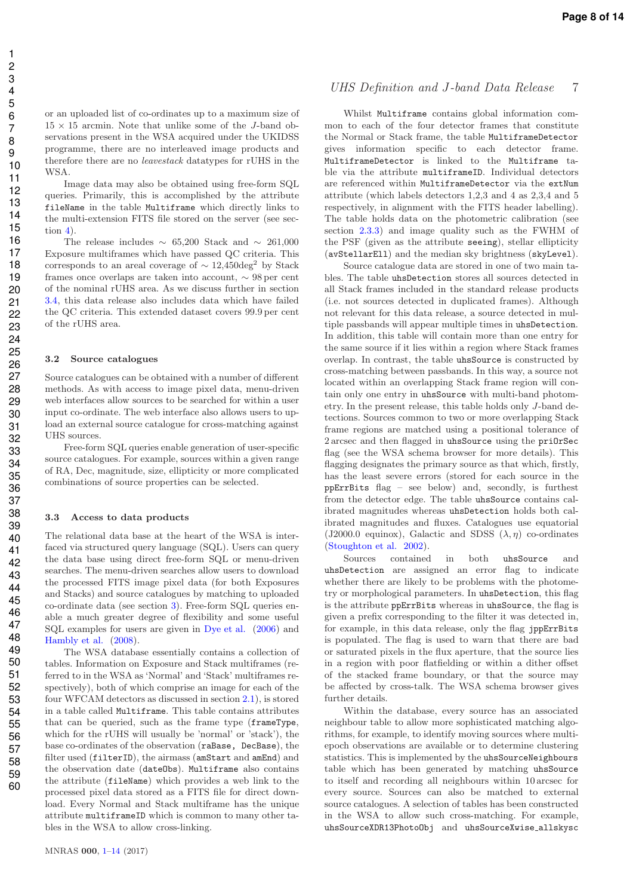or an uploaded list of co-ordinates up to a maximum size of $15 \times 15$ arcmin. Note that unlike some of the $J$-band observations present in the WSA acquired under the UKIDSS programme, there are no interleaved image products and therefore there are no *leavestack* datatypes for rUHS in the WSA.

Image data may also be obtained using free-form SQL queries. Primarily, this is accomplished by the attribute `fileName` in the table `Multiframe` which directly links to the multi-extension FITS file stored on the server (see section 4).

The release includes $\sim$ 65,200 Stack and $\sim$ 261,000 Exposure multiframes which have passed QC criteria. This corresponds to an areal coverage of $\sim$ 12,450deg$^2$ by Stack frames once overlaps are taken into account, $\sim$ 98 per cent of the nominal rUHS area. As we discuss further in section 3.4, this data release also includes data which have failed the QC criteria. This extended dataset covers 99.9 per cent of the rUHS area.

### 3.2 Source catalogues

Source catalogues can be obtained with a number of different methods. As with access to image pixel data, menu-driven web interfaces allow sources to be searched for within a user input co-ordinate. The web interface also allows users to upload an external source catalogue for cross-matching against UHS sources.

Free-form SQL queries enable generation of user-specific source catalogues. For example, sources within a given range of RA, Dec, magnitude, size, ellipticity or more complicated combinations of source properties can be selected.

### 3.3 Access to data products

The relational data base at the heart of the WSA is interfaced via structured query language (SQL). Users can query the data base using direct free-form SQL or menu-driven searches. The menu-driven searches allow users to download the processed FITS image pixel data (for both Exposures and Stacks) and source catalogues by matching to uploaded co-ordinate data (see section 3). Free-form SQL queries enable a much greater degree of flexibility and some useful SQL examples for users are given in Dye et al. (2006) and Hambly et al. (2008).

The WSA database essentially contains a collection of tables. Information on Exposure and Stack multiframes (referred to in the WSA as 'Normal' and 'Stack' multiframes respectively), both of which comprise an image for each of the four WFCAM detectors as discussed in section 2.1), is stored in a table called `Multiframe`. This table contains attributes that can be queried, such as the frame type (`frameType`, which for the rUHS will usually be 'normal' or 'stack'), the base co-ordinates of the observation (`raBase, DecBase`), the filter used (`filterID`), the airmass (`amStart` and `amEnd`) and the observation date (`dateObs`). `Multiframe` also contains the attribute (`fileName`) which provides a web link to the processed pixel data stored as a FITS file for direct download. Every Normal and Stack multiframe has the unique attribute `multiframeID` which is common to many other tables in the WSA to allow cross-linking.

Whilst `Multiframe` contains global information common to each of the four detector frames that constitute the Normal or Stack frame, the table `MultiframeDetector` gives information specific to each detector frame. `MultiframeDetector` is linked to the `Multiframe` table via the attribute `multiframeID`. Individual detectors are referenced within `MultiframeDetector` via the `extNum` attribute (which labels detectors 1,2,3 and 4 as 2,3,4 and 5 respectively, in alignment with the FITS header labelling). The table holds data on the photometric calibration (see section 2.3.3) and image quality such as the FWHM of the PSF (given as the attribute `seeing`), stellar ellipticity (`avStellarEll`) and the median sky brightness (`skyLevel`).

Source catalogue data are stored in one of two main tables. The table `uhsDetection` stores all sources detected in all Stack frames included in the standard release products (i.e. not sources detected in duplicated frames). Although not relevant for this data release, a source detected in multiple passbands will appear multiple times in `uhsDetection`. In addition, this table will contain more than one entry for the same source if it lies within a region where Stack frames overlap. In contrast, the table `uhsSource` is constructed by cross-matching between passbands. In this way, a source not located within an overlapping Stack frame region will contain only one entry in `uhsSource` with multi-band photometry. In the present release, this table holds only $J$-band detections. Sources common to two or more overlapping Stack frame regions are matched using a positional tolerance of 2 arcsec and then flagged in `uhsSource` using the `priOrSec` flag (see the WSA schema browser for more details). This flagging designates the primary source as that which, firstly, has the least severe errors (stored for each source in the `ppErrBits` flag – see below) and, secondly, is furthest from the detector edge. The table `uhsSource` contains calibrated magnitudes whereas `uhsDetection` holds both calibrated magnitudes and fluxes. Catalogues use equatorial (J2000.0 equinox), Galactic and SDSS $(\lambda, \eta)$ co-ordinates (Stoughton et al. 2002).

Sources contained in both `uhsSource` and `uhsDetection` are assigned an error flag to indicate whether there are likely to be problems with the photometry or morphological parameters. In `uhsDetection`, this flag is the attribute `ppErrBits` whereas in `uhsSource`, the flag is given a prefix corresponding to the filter it was detected in, for example, in this data release, only the flag `jppErrBits` is populated. The flag is used to warn that there are bad or saturated pixels in the flux aperture, that the source lies in a region with poor flatfielding or within a dither offset of the stacked frame boundary, or that the source may be affected by cross-talk. The WSA schema browser gives further details.

Within the database, every source has an associated neighbour table to allow more sophisticated matching algorithms, for example, to identify moving sources where multi-epoch observations are available or to determine clustering statistics. This is implemented by the `uhsSourceNeighbours` table which has been generated by matching `uhsSource` to itself and recording all neighbours within 10 arcsec for every source. Sources can also be matched to external source catalogues. A selection of tables has been constructed in the WSA to allow such cross-matching. For example, `uhsSourceXDR13PhotoObj` and `uhsSourceXwise_allskysc`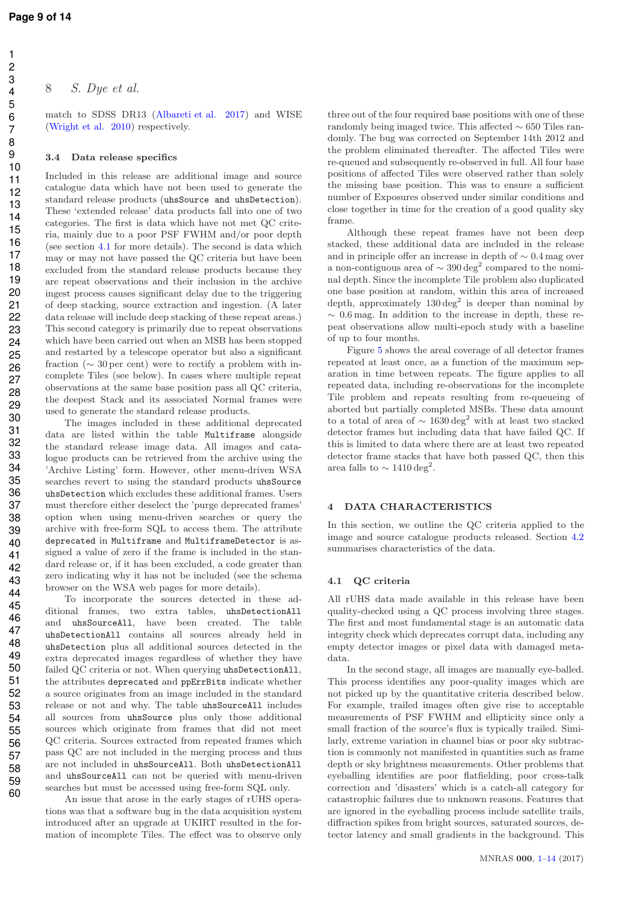match to SDSS DR13 (Albareti et al. 2017) and WISE (Wright et al. 2010) respectively.

### 3.4 Data release specifics

Included in this release are additional image and source catalogue data which have not been used to generate the standard release products (uhsSource and uhsDetection). These 'extended release' data products fall into one of two categories. The first is data which have not met QC criteria, mainly due to a poor PSF FWHM and/or poor depth (see section 4.1 for more details). The second is data which may or may not have passed the QC criteria but have been excluded from the standard release products because they are repeat observations and their inclusion in the archive ingest process causes significant delay due to the triggering of deep stacking, source extraction and ingestion. (A later data release will include deep stacking of these repeat areas.) This second category is primarily due to repeat observations which have been carried out when an MSB has been stopped and restarted by a telescope operator but also a significant fraction ($\sim 30$ per cent) were to rectify a problem with incomplete Tiles (see below). In cases where multiple repeat observations at the same base position pass all QC criteria, the deepest Stack and its associated Normal frames were used to generate the standard release products.

The images included in these additional deprecated data are listed within the table Multiframe alongside the standard release image data. All images and catalogue products can be retrieved from the archive using the 'Archive Listing' form. However, other menu-driven WSA searches revert to using the standard products uhsSource uhsDetection which excludes these additional frames. Users must therefore either deselect the 'purge deprecated frames' option when using menu-driven searches or query the archive with free-form SQL to access them. The attribute deprecated in Multiframe and MultiframeDetector is assigned a value of zero if the frame is included in the standard release or, if it has been excluded, a code greater than zero indicating why it has not be included (see the schema browser on the WSA web pages for more details).

To incorporate the sources detected in these additional frames, two extra tables, uhsDetectionAll and uhsSourceAll, have been created. The table uhsDetectionAll contains all sources already held in uhsDetection plus all additional sources detected in the extra deprecated images regardless of whether they have failed QC criteria or not. When querying uhsDetectionAll, the attributes deprecated and ppErrBits indicate whether a source originates from an image included in the standard release or not and why. The table uhsSourceAll includes all sources from uhsSource plus only those additional sources which originate from frames that did not meet QC criteria. Sources extracted from repeated frames which pass QC are not included in the merging process and thus are not included in uhsSourceAll. Both uhsDetectionAll and uhsSourceAll can not be queried with menu-driven searches but must be accessed using free-form SQL only.

An issue that arose in the early stages of rUHS operations was that a software bug in the data acquisition system introduced after an upgrade at UKIRT resulted in the formation of incomplete Tiles. The effect was to observe only three out of the four required base positions with one of these randomly being imaged twice. This affected $\sim 650$ Tiles randomly. The bug was corrected on September 14th 2012 and the problem eliminated thereafter. The affected Tiles were re-queued and subsequently re-observed in full. All four base positions of affected Tiles were observed rather than solely the missing base position. This was to ensure a sufficient number of Exposures observed under similar conditions and close together in time for the creation of a good quality sky frame.

Although these repeat frames have not been deep stacked, these additional data are included in the release and in principle offer an increase in depth of $\sim 0.4$ mag over a non-contiguous area of $\sim 390\,\mathrm{deg}^2$ compared to the nominal depth. Since the incomplete Tile problem also duplicated one base position at random, within this area of increased depth, approximately $130\,\mathrm{deg}^2$ is deeper than nominal by $\sim 0.6$ mag. In addition to the increase in depth, these repeat observations allow multi-epoch study with a baseline of up to four months.

Figure 5 shows the areal coverage of all detector frames repeated at least once, as a function of the maximum separation in time between repeats. The figure applies to all repeated data, including re-observations for the incomplete Tile problem and repeats resulting from re-queueing of aborted but partially completed MSBs. These data amount to a total of area of $\sim 1630\,\mathrm{deg}^2$ with at least two stacked detector frames but including data that have failed QC. If this is limited to data where there are at least two repeated detector frame stacks that have both passed QC, then this area falls to $\sim 1410\,\mathrm{deg}^2$.

## 4 DATA CHARACTERISTICS

In this section, we outline the QC criteria applied to the image and source catalogue products released. Section 4.2 summarises characteristics of the data.

### 4.1 QC criteria

All rUHS data made available in this release have been quality-checked using a QC process involving three stages. The first and most fundamental stage is an automatic data integrity check which deprecates corrupt data, including any empty detector images or pixel data with damaged metadata.

In the second stage, all images are manually eye-balled. This process identifies any poor-quality images which are not picked up by the quantitative criteria described below. For example, trailed images often give rise to acceptable measurements of PSF FWHM and ellipticity since only a small fraction of the source's flux is typically trailed. Similarly, extreme variation in channel bias or poor sky subtraction is commonly not manifested in quantities such as frame depth or sky brightness measurements. Other problems that eyeballing identifies are poor flatfielding, poor cross-talk correction and 'disasters' which is a catch-all category for catastrophic failures due to unknown reasons. Features that are ignored in the eyeballing process include satellite trails, diffraction spikes from bright sources, saturated sources, detector latency and small gradients in the background. This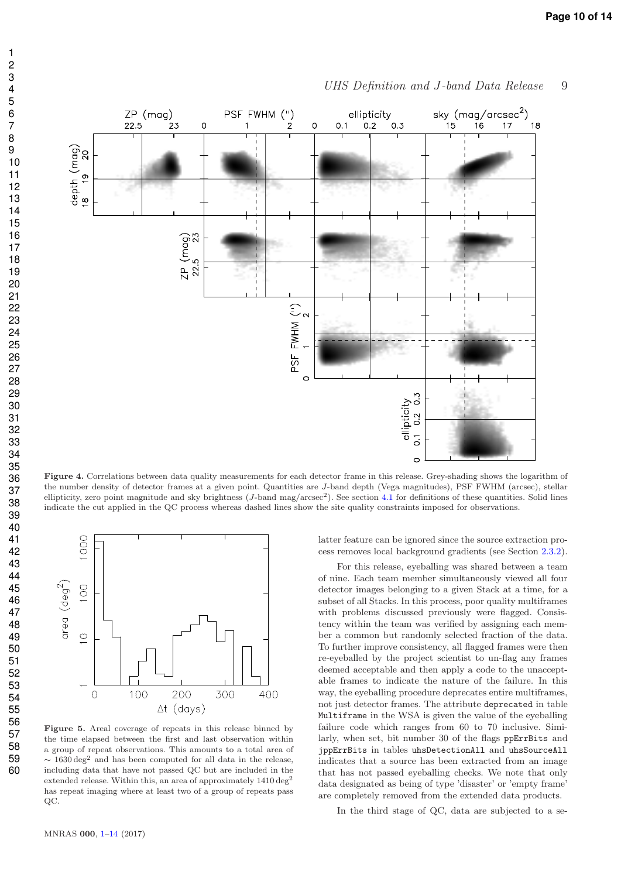**Figure 4.** Correlations between data quality measurements for each detector frame in this release. Grey-shading shows the logarithm of the number density of detector frames at a given point. Quantities are $J$-band depth (Vega magnitudes), PSF FWHM (arcsec), stellar ellipticity, zero point magnitude and sky brightness ($J$-band mag/arcsec$^2$). See section 4.1 for definitions of these quantities. Solid lines indicate the cut applied in the QC process whereas dashed lines show the site quality constraints imposed for observations.

**Figure 5.** Areal coverage of repeats in this release binned by the time elapsed between the first and last observation within a group of repeat observations. This amounts to a total area of $\sim 1630\,\mathrm{deg}^2$ and has been computed for all data in the release, including data that have not passed QC but are included in the extended release. Within this, an area of approximately $1410\,\mathrm{deg}^2$ has repeat imaging where at least two of a group of repeats pass QC.

latter feature can be ignored since the source extraction process removes local background gradients (see Section 2.3.2).

For this release, eyeballing was shared between a team of nine. Each team member simultaneously viewed all four detector images belonging to a given Stack at a time, for a subset of all Stacks. In this process, poor quality multiframes with problems discussed previously were flagged. Consistency within the team was verified by assigning each member a common but randomly selected fraction of the data. To further improve consistency, all flagged frames were then re-eyeballed by the project scientist to un-flag any frames deemed acceptable and then apply a code to the unacceptable frames to indicate the nature of the failure. In this way, the eyeballing procedure deprecates entire multiframes, not just detector frames. The attribute `deprecated` in table `Multiframe` in the WSA is given the value of the eyeballing failure code which ranges from 60 to 70 inclusive. Similarly, when set, bit number 30 of the flags `ppErrBits` and `jppErrBits` in tables `uhsDetectionAll` and `uhsSourceAll` indicates that a source has been extracted from an image that has not passed eyeballing checks. We note that only data designated as being of type 'disaster' or 'empty frame' are completely removed from the extended data products.

In the third stage of QC, data are subjected to a se-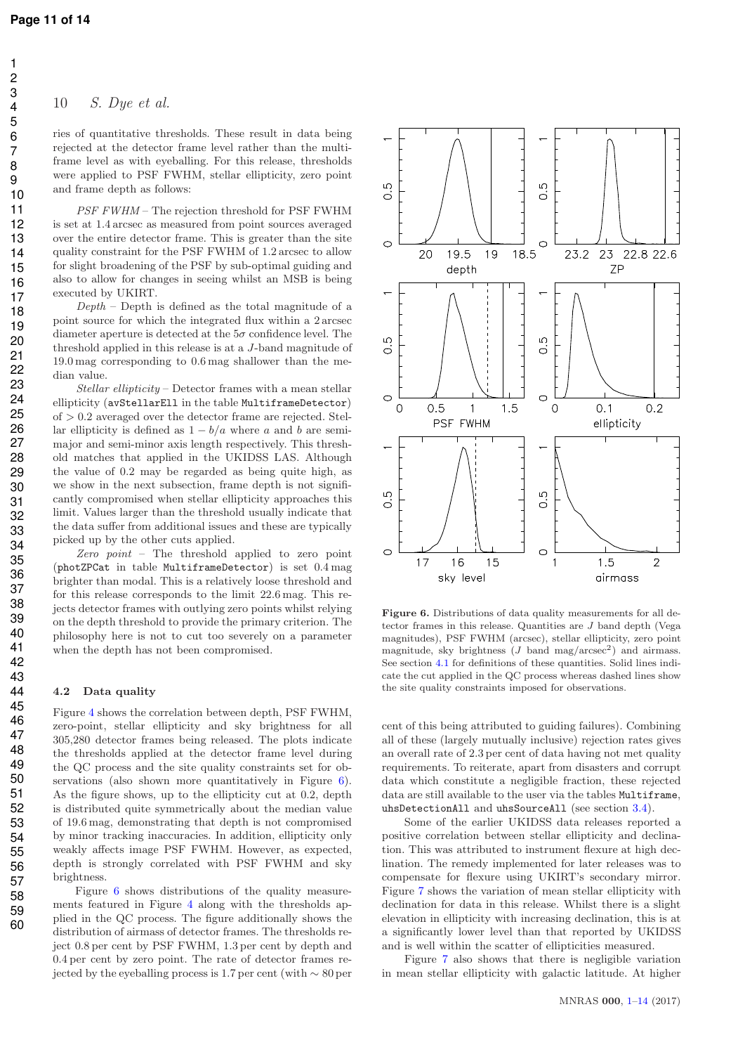ries of quantitative thresholds. These result in data being rejected at the detector frame level rather than the multi-frame level as with eyeballing. For this release, thresholds were applied to PSF FWHM, stellar ellipticity, zero point and frame depth as follows:

*PSF FWHM* – The rejection threshold for PSF FWHM is set at 1.4 arcsec as measured from point sources averaged over the entire detector frame. This is greater than the site quality constraint for the PSF FWHM of 1.2 arcsec to allow for slight broadening of the PSF by sub-optimal guiding and also to allow for changes in seeing whilst an MSB is being executed by UKIRT.

*Depth* – Depth is defined as the total magnitude of a point source for which the integrated flux within a 2 arcsec diameter aperture is detected at the $5\sigma$ confidence level. The threshold applied in this release is at a $J$-band magnitude of 19.0 mag corresponding to 0.6 mag shallower than the median value.

*Stellar ellipticity* – Detector frames with a mean stellar ellipticity (avStellarEll in the table MultiframeDetector) of $> 0.2$ averaged over the detector frame are rejected. Stellar ellipticity is defined as $1 - b/a$ where $a$ and $b$ are semi-major and semi-minor axis length respectively. This threshold matches that applied in the UKIDSS LAS. Although the value of 0.2 may be regarded as being quite high, as we show in the next subsection, frame depth is not significantly compromised when stellar ellipticity approaches this limit. Values larger than the threshold usually indicate that the data suffer from additional issues and these are typically picked up by the other cuts applied.

*Zero point* – The threshold applied to zero point (photZPCat in table MultiframeDetector) is set 0.4 mag brighter than modal. This is a relatively loose threshold and for this release corresponds to the limit 22.6 mag. This rejects detector frames with outlying zero points whilst relying on the depth threshold to provide the primary criterion. The philosophy here is not to cut too severely on a parameter when the depth has not been compromised.

### 4.2 Data quality

Figure 4 shows the correlation between depth, PSF FWHM, zero-point, stellar ellipticity and sky brightness for all 305,280 detector frames being released. The plots indicate the thresholds applied at the detector frame level during the QC process and the site quality constraints set for observations (also shown more quantitatively in Figure 6). As the figure shows, up to the ellipticity cut at 0.2, depth is distributed quite symmetrically about the median value of 19.6 mag, demonstrating that depth is not compromised by minor tracking inaccuracies. In addition, ellipticity only weakly affects image PSF FWHM. However, as expected, depth is strongly correlated with PSF FWHM and sky brightness.

Figure 6 shows distributions of the quality measurements featured in Figure 4 along with the thresholds applied in the QC process. The figure additionally shows the distribution of airmass of detector frames. The thresholds reject 0.8 per cent by PSF FWHM, 1.3 per cent by depth and 0.4 per cent by zero point. The rate of detector frames rejected by the eyeballing process is 1.7 per cent (with $\sim 80$ per cent of this being attributed to guiding failures). Combining all of these (largely mutually inclusive) rejection rates gives an overall rate of 2.3 per cent of data having not met quality requirements. To reiterate, apart from disasters and corrupt data which constitute a negligible fraction, these rejected data are still available to the user via the tables Multiframe, uhsDetectionAll and uhsSourceAll (see section 3.4).

Some of the earlier UKIDSS data releases reported a positive correlation between stellar ellipticity and declination. This was attributed to instrument flexure at high declination. The remedy implemented for later releases was to compensate for flexure using UKIRT's secondary mirror. Figure 7 shows the variation of mean stellar ellipticity with declination for data in this release. Whilst there is a slight elevation in ellipticity with increasing declination, this is at a significantly lower level than that reported by UKIDSS and is well within the scatter of ellipticities measured.

Figure 7 also shows that there is negligible variation in mean stellar ellipticity with galactic latitude. At higher

**Figure 6.** Distributions of data quality measurements for all detector frames in this release. Quantities are $J$ band depth (Vega magnitudes), PSF FWHM (arcsec), stellar ellipticity, zero point magnitude, sky brightness ($J$ band mag/arcsec$^2$) and airmass. See section 4.1 for definitions of these quantities. Solid lines indicate the cut applied in the QC process whereas dashed lines show the site quality constraints imposed for observations.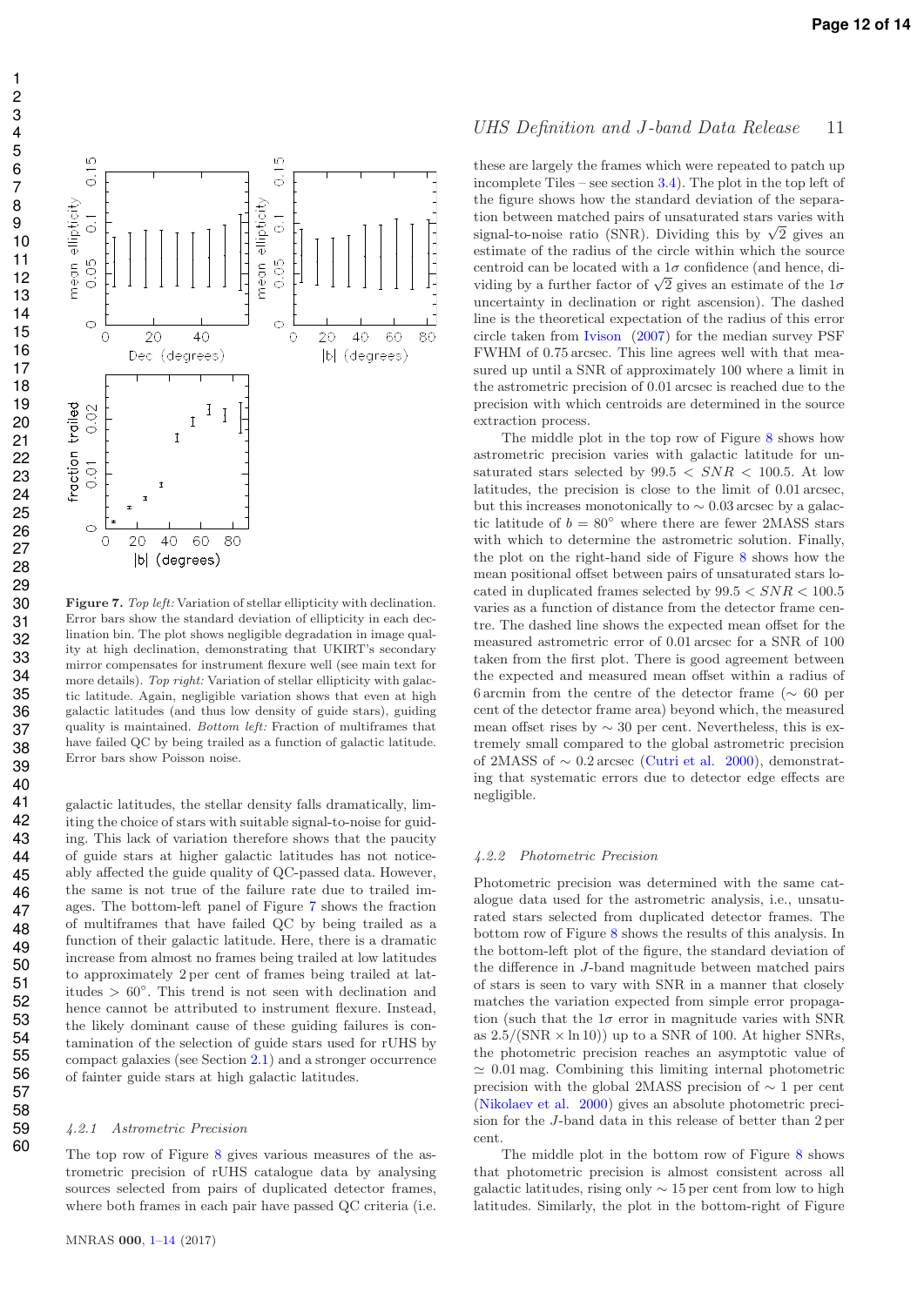**Figure 7.** *Top left:* Variation of stellar ellipticity with declination. Error bars show the standard deviation of ellipticity in each declination bin. The plot shows negligible degradation in image quality at high declination, demonstrating that UKIRT's secondary mirror compensates for instrument flexure well (see main text for more details). *Top right:* Variation of stellar ellipticity with galactic latitude. Again, negligible variation shows that even at high galactic latitudes (and thus low density of guide stars), guiding quality is maintained. *Bottom left:* Fraction of multiframes that have failed QC by being trailed as a function of galactic latitude. Error bars show Poisson noise.

galactic latitudes, the stellar density falls dramatically, limiting the choice of stars with suitable signal-to-noise for guiding. This lack of variation therefore shows that the paucity of guide stars at higher galactic latitudes has not noticeably affected the guide quality of QC-passed data. However, the same is not true of the failure rate due to trailed images. The bottom-left panel of Figure 7 shows the fraction of multiframes that have failed QC by being trailed as a function of their galactic latitude. Here, there is a dramatic increase from almost no frames being trailed at low latitudes to approximately 2 per cent of frames being trailed at latitudes $> 60°$. This trend is not seen with declination and hence cannot be attributed to instrument flexure. Instead, the likely dominant cause of these guiding failures is contamination of the selection of guide stars used for rUHS by compact galaxies (see Section 2.1) and a stronger occurrence of fainter guide stars at high galactic latitudes.

#### 4.2.1 Astrometric Precision

The top row of Figure 8 gives various measures of the astrometric precision of rUHS catalogue data by analysing sources selected from pairs of duplicated detector frames, where both frames in each pair have passed QC criteria (i.e. these are largely the frames which were repeated to patch up incomplete Tiles – see section 3.4). The plot in the top left of the figure shows how the standard deviation of the separation between matched pairs of unsaturated stars varies with signal-to-noise ratio (SNR). Dividing this by $\sqrt{2}$ gives an estimate of the radius of the circle within which the source centroid can be located with a $1\sigma$ confidence (and hence, dividing by a further factor of $\sqrt{2}$ gives an estimate of the $1\sigma$ uncertainty in declination or right ascension). The dashed line is the theoretical expectation of the radius of this error circle taken from Ivison (2007) for the median survey PSF FWHM of 0.75 arcsec. This line agrees well with that measured up until a SNR of approximately 100 where a limit in the astrometric precision of 0.01 arcsec is reached due to the precision with which centroids are determined in the source extraction process.

The middle plot in the top row of Figure 8 shows how astrometric precision varies with galactic latitude for unsaturated stars selected by $99.5 < SNR < 100.5$. At low latitudes, the precision is close to the limit of 0.01 arcsec, but this increases monotonically to $\sim 0.03$ arcsec by a galactic latitude of $b = 80°$ where there are fewer 2MASS stars with which to determine the astrometric solution. Finally, the plot on the right-hand side of Figure 8 shows how the mean positional offset between pairs of unsaturated stars located in duplicated frames selected by $99.5 < SNR < 100.5$ varies as a function of distance from the detector frame centre. The dashed line shows the expected mean offset for the measured astrometric error of 0.01 arcsec for a SNR of 100 taken from the first plot. There is good agreement between the expected and measured mean offset within a radius of 6 arcmin from the centre of the detector frame ($\sim$ 60 per cent of the detector frame area) beyond which, the measured mean offset rises by $\sim$ 30 per cent. Nevertheless, this is extremely small compared to the global astrometric precision of 2MASS of $\sim 0.2$ arcsec (Cutri et al. 2000), demonstrating that systematic errors due to detector edge effects are negligible.

#### 4.2.2 Photometric Precision

Photometric precision was determined with the same catalogue data used for the astrometric analysis, i.e., unsaturated stars selected from duplicated detector frames. The bottom row of Figure 8 shows the results of this analysis. In the bottom-left plot of the figure, the standard deviation of the difference in $J$-band magnitude between matched pairs of stars is seen to vary with SNR in a manner that closely matches the variation expected from simple error propagation (such that the $1\sigma$ error in magnitude varies with SNR as $2.5/(\mathrm{SNR} \times \ln 10)$) up to a SNR of 100. At higher SNRs, the photometric precision reaches an asymptotic value of $\simeq 0.01$ mag. Combining this limiting internal photometric precision with the global 2MASS precision of $\sim 1$ per cent (Nikolaev et al. 2000) gives an absolute photometric precision for the $J$-band data in this release of better than 2 per cent.

The middle plot in the bottom row of Figure 8 shows that photometric precision is almost consistent across all galactic latitudes, rising only $\sim 15$ per cent from low to high latitudes. Similarly, the plot in the bottom-right of Figure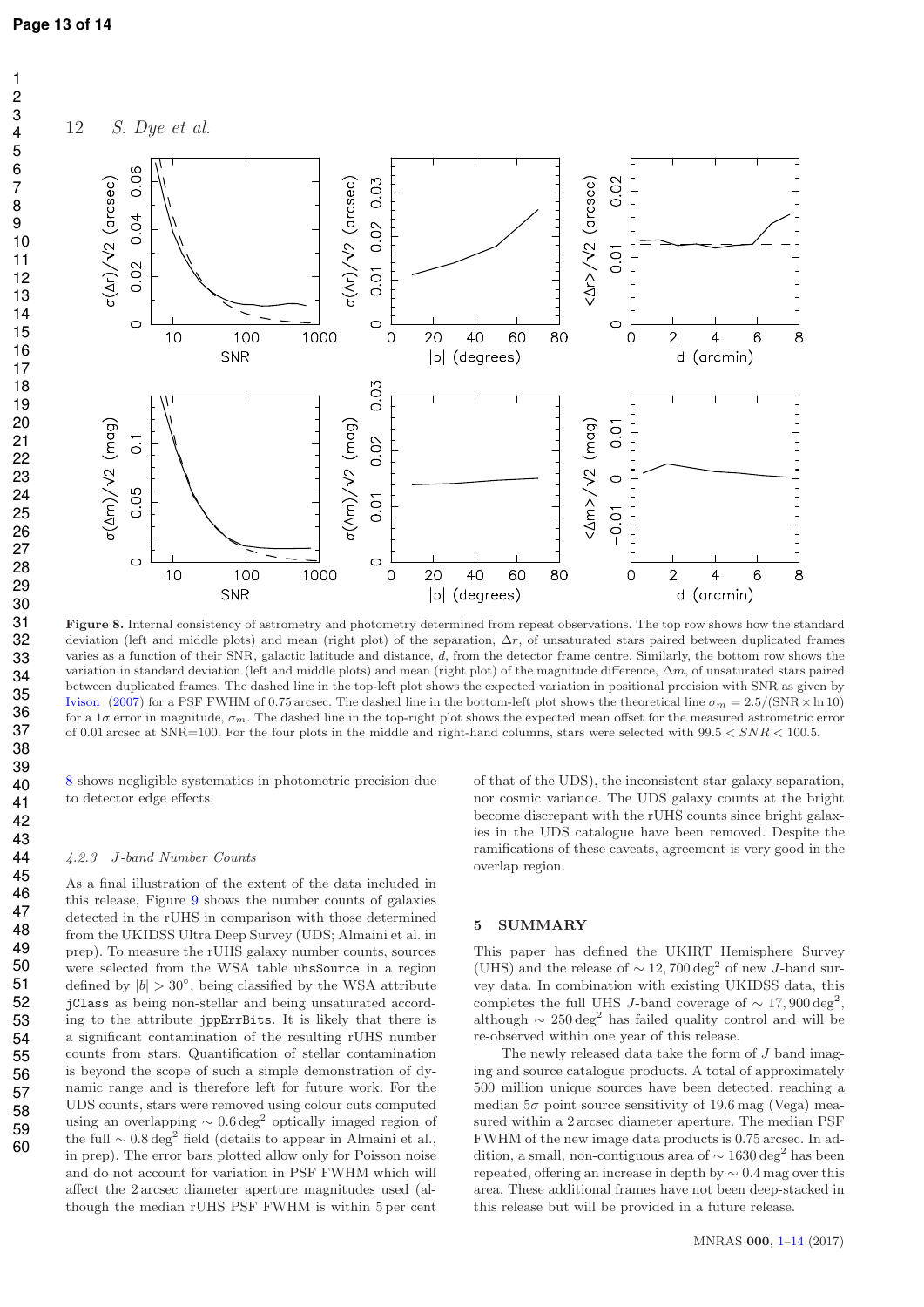**Figure 8.** Internal consistency of astrometry and photometry determined from repeat observations. The top row shows how the standard deviation (left and middle plots) and mean (right plot) of the separation, $\Delta r$, of unsaturated stars paired between duplicated frames varies as a function of their SNR, galactic latitude and distance, $d$, from the detector frame centre. Similarly, the bottom row shows the variation in standard deviation (left and middle plots) and mean (right plot) of the magnitude difference, $\Delta m$, of unsaturated stars paired between duplicated frames. The dashed line in the top-left plot shows the expected variation in positional precision with SNR as given by Ivison (2007) for a PSF FWHM of 0.75 arcsec. The dashed line in the bottom-left plot shows the theoretical line $\sigma_m = 2.5/(\mathrm{SNR} \times \ln 10)$ for a $1\sigma$ error in magnitude, $\sigma_m$. The dashed line in the top-right plot shows the expected mean offset for the measured astrometric error of 0.01 arcsec at SNR=100. For the four plots in the middle and right-hand columns, stars were selected with $99.5 < SNR < 100.5$.

8 shows negligible systematics in photometric precision due to detector edge effects.

#### 4.2.3 J-band Number Counts

As a final illustration of the extent of the data included in this release, Figure 9 shows the number counts of galaxies detected in the rUHS in comparison with those determined from the UKIDSS Ultra Deep Survey (UDS; Almaini et al. in prep). To measure the rUHS galaxy number counts, sources were selected from the WSA table `uhsSource` in a region defined by $|b| > 30^{\circ}$, being classified by the WSA attribute `jClass` as being non-stellar and being unsaturated according to the attribute `jppErrBits`. It is likely that there is a significant contamination of the resulting rUHS number counts from stars. Quantification of stellar contamination is beyond the scope of such a simple demonstration of dynamic range and is therefore left for future work. For the UDS counts, stars were removed using colour cuts computed using an overlapping $\sim 0.6\,\mathrm{deg}^2$ optically imaged region of the full $\sim 0.8\,\mathrm{deg}^2$ field (details to appear in Almaini et al., in prep). The error bars plotted allow only for Poisson noise and do not account for variation in PSF FWHM which will affect the 2 arcsec diameter aperture magnitudes used (although the median rUHS PSF FWHM is within 5 per cent of that of the UDS), the inconsistent star-galaxy separation, nor cosmic variance. The UDS galaxy counts at the bright become discrepant with the rUHS counts since bright galaxies in the UDS catalogue have been removed. Despite the ramifications of these caveats, agreement is very good in the overlap region.

## 5 SUMMARY

This paper has defined the UKIRT Hemisphere Survey (UHS) and the release of $\sim 12,700\,\mathrm{deg}^2$ of new $J$-band survey data. In combination with existing UKIDSS data, this completes the full UHS $J$-band coverage of $\sim 17,900\,\mathrm{deg}^2$, although $\sim 250\,\mathrm{deg}^2$ has failed quality control and will be re-observed within one year of this release.

The newly released data take the form of $J$ band imaging and source catalogue products. A total of approximately 500 million unique sources have been detected, reaching a median $5\sigma$ point source sensitivity of 19.6 mag (Vega) measured within a 2 arcsec diameter aperture. The median PSF FWHM of the new image data products is 0.75 arcsec. In addition, a small, non-contiguous area of $\sim 1630\,\mathrm{deg}^2$ has been repeated, offering an increase in depth by $\sim 0.4$ mag over this area. These additional frames have not been deep-stacked in this release but will be provided in a future release.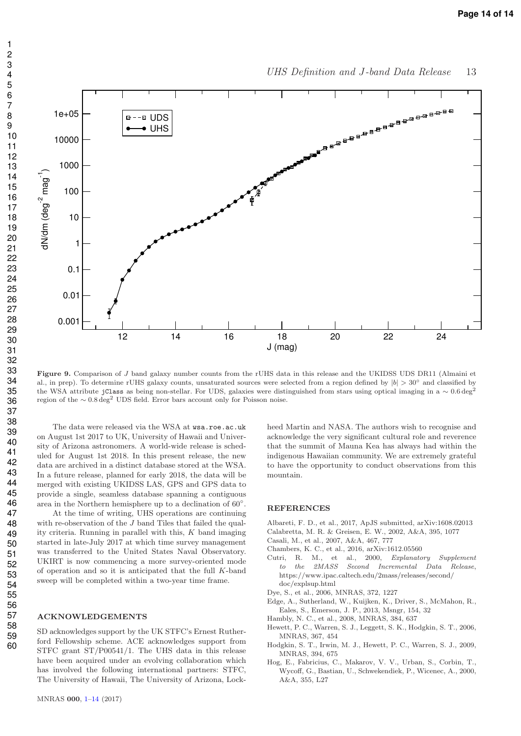**Figure 9.** Comparison of $J$ band galaxy number counts from the rUHS data in this release and the UKIDSS UDS DR11 (Almaini et al., in prep). To determine rUHS galaxy counts, unsaturated sources were selected from a region defined by $|b| > 30°$ and classified by the WSA attribute `jClass` as being non-stellar. For UDS, galaxies were distinguished from stars using optical imaging in a $\sim 0.6\,\text{deg}^2$ region of the $\sim 0.8\,\text{deg}^2$ UDS field. Error bars account only for Poisson noise.

The data were released via the WSA at `wsa.roe.ac.uk` on August 1st 2017 to UK, University of Hawaii and University of Arizona astronomers. A world-wide release is scheduled for August 1st 2018. In this present release, the new data are archived in a distinct database stored at the WSA. In a future release, planned for early 2018, the data will be merged with existing UKIDSS LAS, GPS and GPS data to provide a single, seamless database spanning a contiguous area in the Northern hemisphere up to a declination of 60°.

At the time of writing, UHS operations are continuing with re-observation of the $J$ band Tiles that failed the quality criteria. Running in parallel with this, $K$ band imaging started in late-July 2017 at which time survey management was transferred to the United States Naval Observatory. UKIRT is now commencing a more survey-oriented mode of operation and so it is anticipated that the full $K$-band sweep will be completed within a two-year time frame.

## ACKNOWLEDGEMENTS

SD acknowledges support by the UK STFC's Ernest Rutherford Fellowship scheme. ACE acknowledges support from STFC grant ST/P00541/1. The UHS data in this release have been acquired under an evolving collaboration which has involved the following international partners: STFC, The University of Hawaii, The University of Arizona, Lockheed Martin and NASA. The authors wish to recognise and acknowledge the very significant cultural role and reverence that the summit of Mauna Kea has always had within the indigenous Hawaiian community. We are extremely grateful to have the opportunity to conduct observations from this mountain.

## REFERENCES

Albareti, F. D., et al., 2017, ApJS submitted, arXiv:1608.02013

Calabretta, M. R. & Greisen, E. W., 2002, A&A, 395, 1077

Casali, M., et al., 2007, A&A, 467, 777

Chambers, K. C., et al., 2016, arXiv:1612.05560

Cutri, R. M., et al., 2000, *Explanatory Supplement to the 2MASS Second Incremental Data Release*, https://www.ipac.caltech.edu/2mass/releases/second/doc/explsup.html

Dye, S., et al., 2006, MNRAS, 372, 1227

Edge, A., Sutherland, W., Kuijken, K., Driver, S., McMahon, R., Eales, S., Emerson, J. P., 2013, Msngr, 154, 32

Hambly, N. C., et al., 2008, MNRAS, 384, 637

Hewett, P. C., Warren, S. J., Leggett, S. K., Hodgkin, S. T., 2006, MNRAS, 367, 454

Hodgkin, S. T., Irwin, M. J., Hewett, P. C., Warren, S. J., 2009, MNRAS, 394, 675

Hog, E., Fabricius, C., Makarov, V. V., Urban, S., Corbin, T., Wycoff, G., Bastian, U., Schwekendiek, P., Wicenec, A., 2000, A&A, 355, L27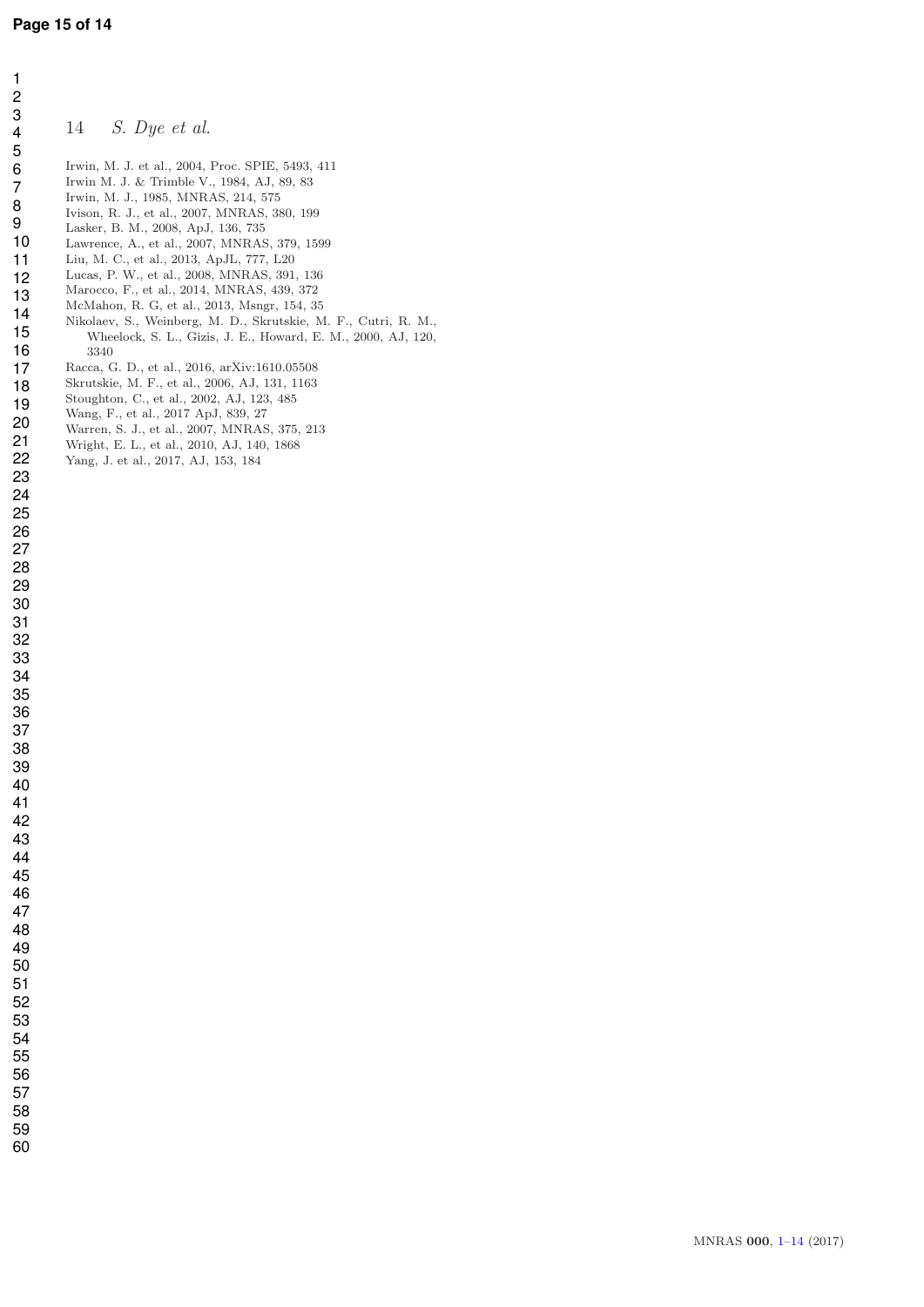Irwin, M. J. et al., 2004, Proc. SPIE, 5493, 411
Irwin M. J. & Trimble V., 1984, AJ, 89, 83
Irwin, M. J., 1985, MNRAS, 214, 575
Ivison, R. J., et al., 2007, MNRAS, 380, 199
Lasker, B. M., 2008, ApJ, 136, 735
Lawrence, A., et al., 2007, MNRAS, 379, 1599
Liu, M. C., et al., 2013, ApJL, 777, L20
Lucas, P. W., et al., 2008, MNRAS, 391, 136
Marocco, F., et al., 2014, MNRAS, 439, 372
McMahon, R. G, et al., 2013, Msngr, 154, 35
Nikolaev, S., Weinberg, M. D., Skrutskie, M. F., Cutri, R. M., Wheelock, S. L., Gizis, J. E., Howard, E. M., 2000, AJ, 120, 3340
Racca, G. D., et al., 2016, arXiv:1610.05508
Skrutskie, M. F., et al., 2006, AJ, 131, 1163
Stoughton, C., et al., 2002, AJ, 123, 485
Wang, F., et al., 2017 ApJ, 839, 27
Warren, S. J., et al., 2007, MNRAS, 375, 213
Wright, E. L., et al., 2010, AJ, 140, 1868
Yang, J. et al., 2017, AJ, 153, 184